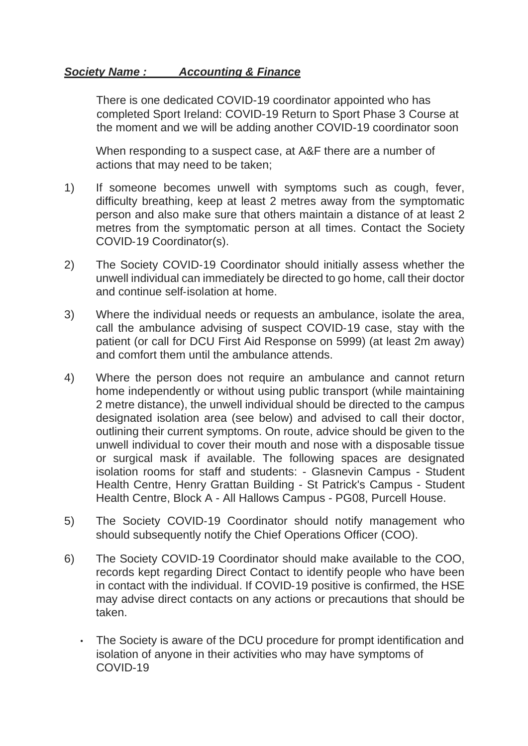***Society Name : Accounting & Finance***

There is one dedicated COVID-19 coordinator appointed who has completed Sport Ireland: COVID-19 Return to Sport Phase 3 Course at the moment and we will be adding another COVID-19 coordinator soon

When responding to a suspect case, at A&F there are a number of actions that may need to be taken;

1) If someone becomes unwell with symptoms such as cough, fever, difficulty breathing, keep at least 2 metres away from the symptomatic person and also make sure that others maintain a distance of at least 2 metres from the symptomatic person at all times. Contact the Society COVID-19 Coordinator(s).

2) The Society COVID-19 Coordinator should initially assess whether the unwell individual can immediately be directed to go home, call their doctor and continue self-isolation at home.

3) Where the individual needs or requests an ambulance, isolate the area, call the ambulance advising of suspect COVID-19 case, stay with the patient (or call for DCU First Aid Response on 5999) (at least 2m away) and comfort them until the ambulance attends.

4) Where the person does not require an ambulance and cannot return home independently or without using public transport (while maintaining 2 metre distance), the unwell individual should be directed to the campus designated isolation area (see below) and advised to call their doctor, outlining their current symptoms. On route, advice should be given to the unwell individual to cover their mouth and nose with a disposable tissue or surgical mask if available. The following spaces are designated isolation rooms for staff and students: - Glasnevin Campus - Student Health Centre, Henry Grattan Building - St Patrick's Campus - Student Health Centre, Block A - All Hallows Campus - PG08, Purcell House.

5) The Society COVID-19 Coordinator should notify management who should subsequently notify the Chief Operations Officer (COO).

6) The Society COVID-19 Coordinator should make available to the COO, records kept regarding Direct Contact to identify people who have been in contact with the individual. If COVID-19 positive is confirmed, the HSE may advise direct contacts on any actions or precautions that should be taken.

- The Society is aware of the DCU procedure for prompt identification and isolation of anyone in their activities who may have symptoms of COVID-19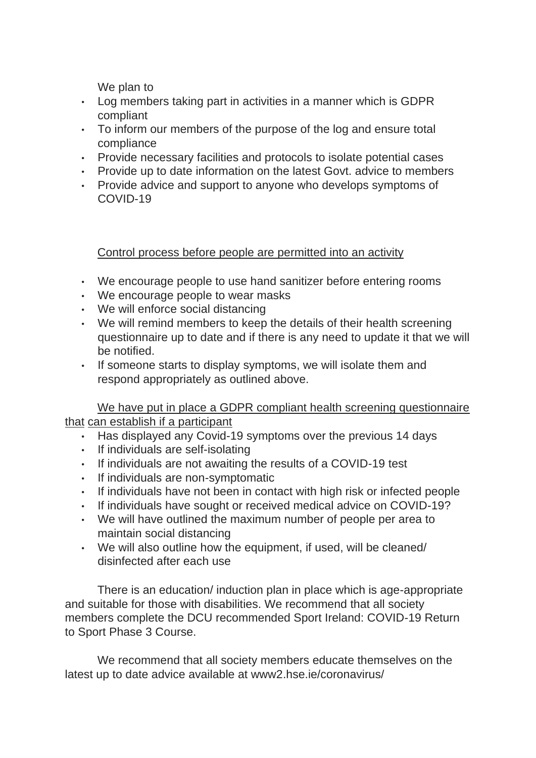We plan to

- Log members taking part in activities in a manner which is GDPR compliant
- To inform our members of the purpose of the log and ensure total compliance
- Provide necessary facilities and protocols to isolate potential cases
- Provide up to date information on the latest Govt. advice to members
- Provide advice and support to anyone who develops symptoms of COVID-19

<u>Control process before people are permitted into an activity</u>

- We encourage people to use hand sanitizer before entering rooms
- We encourage people to wear masks
- We will enforce social distancing
- We will remind members to keep the details of their health screening questionnaire up to date and if there is any need to update it that we will be notified.
- If someone starts to display symptoms, we will isolate them and respond appropriately as outlined above.

<u>We have put in place a GDPR compliant health screening questionnaire that can establish if a participant</u>

- Has displayed any Covid-19 symptoms over the previous 14 days
- If individuals are self-isolating
- If individuals are not awaiting the results of a COVID-19 test
- If individuals are non-symptomatic
- If individuals have not been in contact with high risk or infected people
- If individuals have sought or received medical advice on COVID-19?
- We will have outlined the maximum number of people per area to maintain social distancing
- We will also outline how the equipment, if used, will be cleaned/ disinfected after each use

There is an education/ induction plan in place which is age-appropriate and suitable for those with disabilities. We recommend that all society members complete the DCU recommended Sport Ireland: COVID-19 Return to Sport Phase 3 Course.

We recommend that all society members educate themselves on the latest up to date advice available at www2.hse.ie/coronavirus/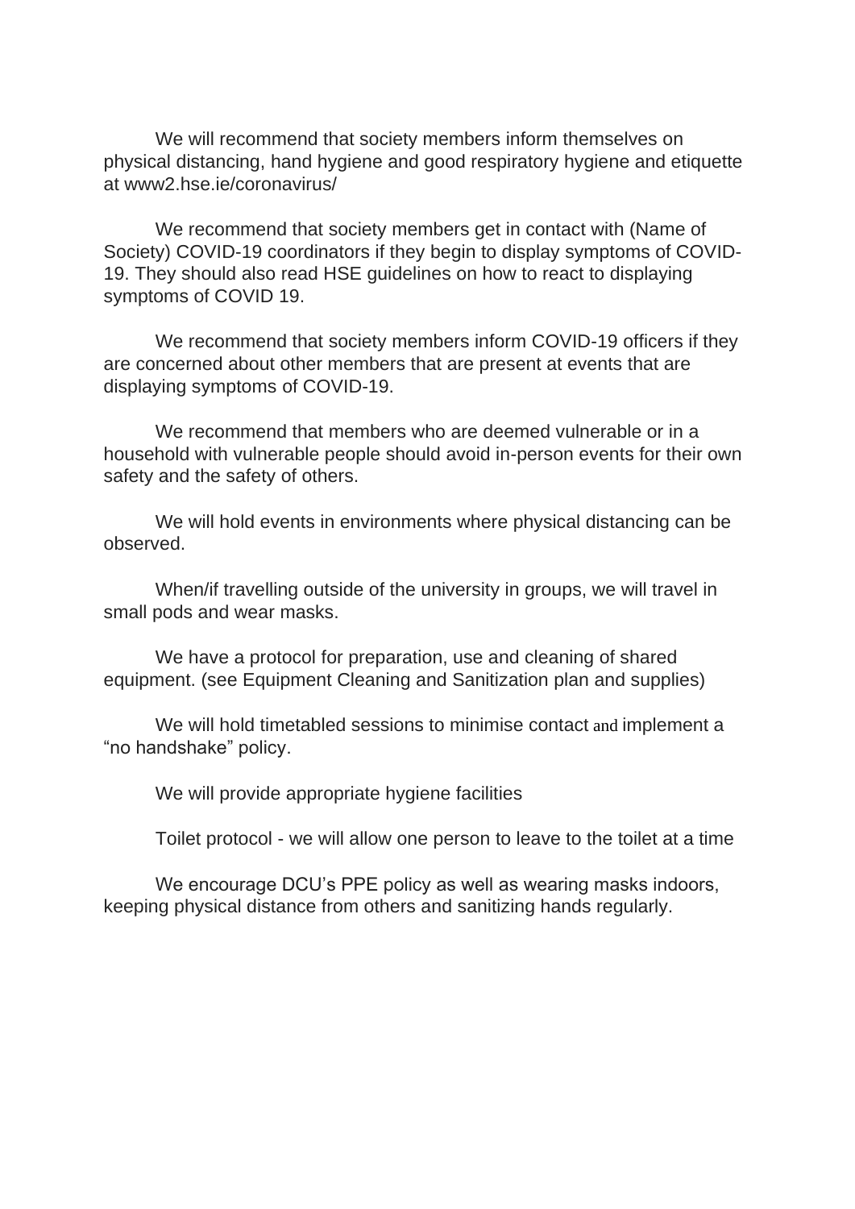We will recommend that society members inform themselves on physical distancing, hand hygiene and good respiratory hygiene and etiquette at www2.hse.ie/coronavirus/

We recommend that society members get in contact with (Name of Society) COVID-19 coordinators if they begin to display symptoms of COVID-19. They should also read HSE guidelines on how to react to displaying symptoms of COVID 19.

We recommend that society members inform COVID-19 officers if they are concerned about other members that are present at events that are displaying symptoms of COVID-19.

We recommend that members who are deemed vulnerable or in a household with vulnerable people should avoid in-person events for their own safety and the safety of others.

We will hold events in environments where physical distancing can be observed.

When/if travelling outside of the university in groups, we will travel in small pods and wear masks.

We have a protocol for preparation, use and cleaning of shared equipment. (see Equipment Cleaning and Sanitization plan and supplies)

We will hold timetabled sessions to minimise contact and implement a "no handshake" policy.

We will provide appropriate hygiene facilities

Toilet protocol - we will allow one person to leave to the toilet at a time

We encourage DCU's PPE policy as well as wearing masks indoors, keeping physical distance from others and sanitizing hands regularly.